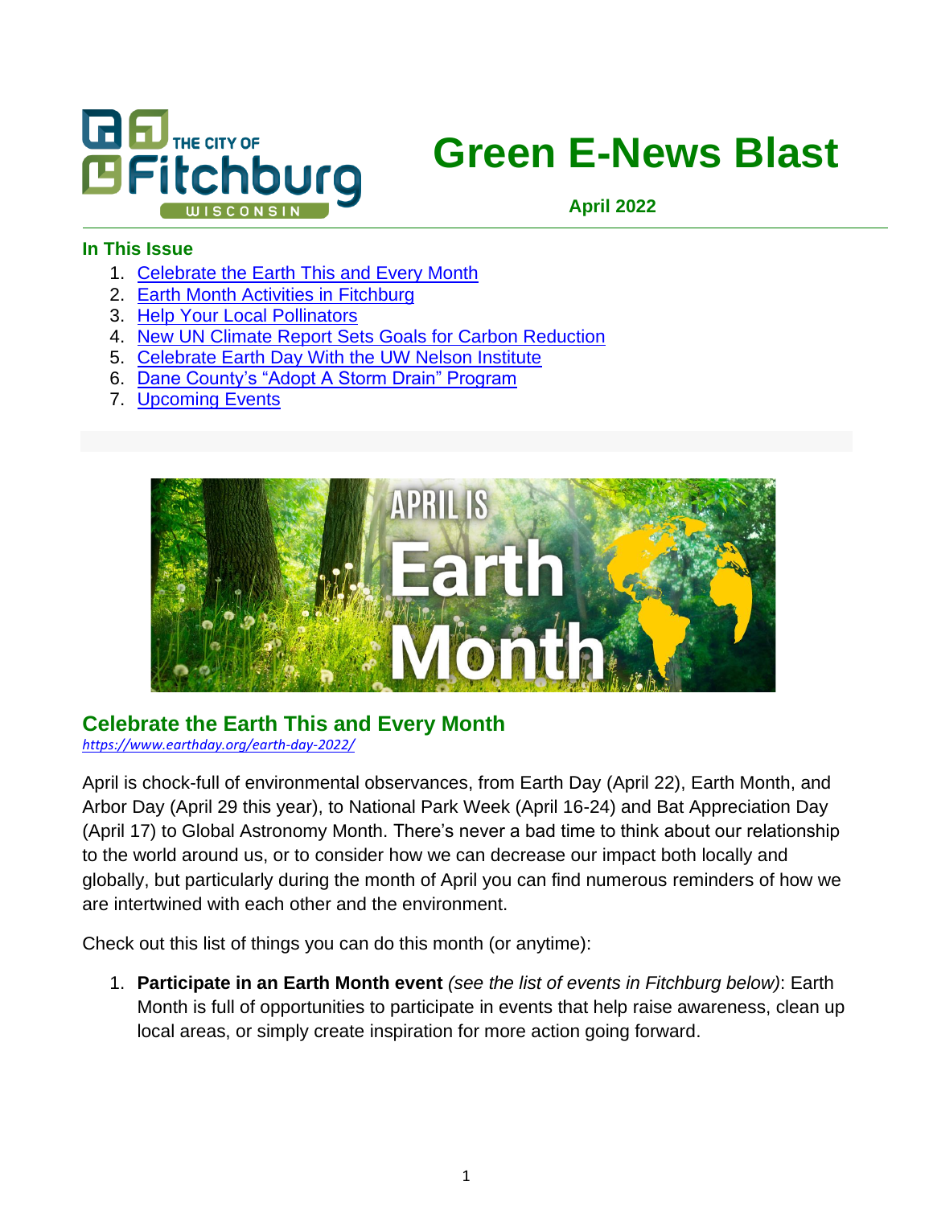# Green E-News Blast

**April 2022**

### In This Issue

1. Celebrate the Earth This and Every Month
2. Earth Month Activities in Fitchburg
3. Help Your Local Pollinators
4. New UN Climate Report Sets Goals for Carbon Reduction
5. Celebrate Earth Day With the UW Nelson Institute
6. Dane County's "Adopt A Storm Drain" Program
7. Upcoming Events

## Celebrate the Earth This and Every Month

*https://www.earthday.org/earth-day-2022/*

April is chock-full of environmental observances, from Earth Day (April 22), Earth Month, and Arbor Day (April 29 this year), to National Park Week (April 16-24) and Bat Appreciation Day (April 17) to Global Astronomy Month. There's never a bad time to think about our relationship to the world around us, or to consider how we can decrease our impact both locally and globally, but particularly during the month of April you can find numerous reminders of how we are intertwined with each other and the environment.

Check out this list of things you can do this month (or anytime):

1. **Participate in an Earth Month event** *(see the list of events in Fitchburg below)*: Earth Month is full of opportunities to participate in events that help raise awareness, clean up local areas, or simply create inspiration for more action going forward.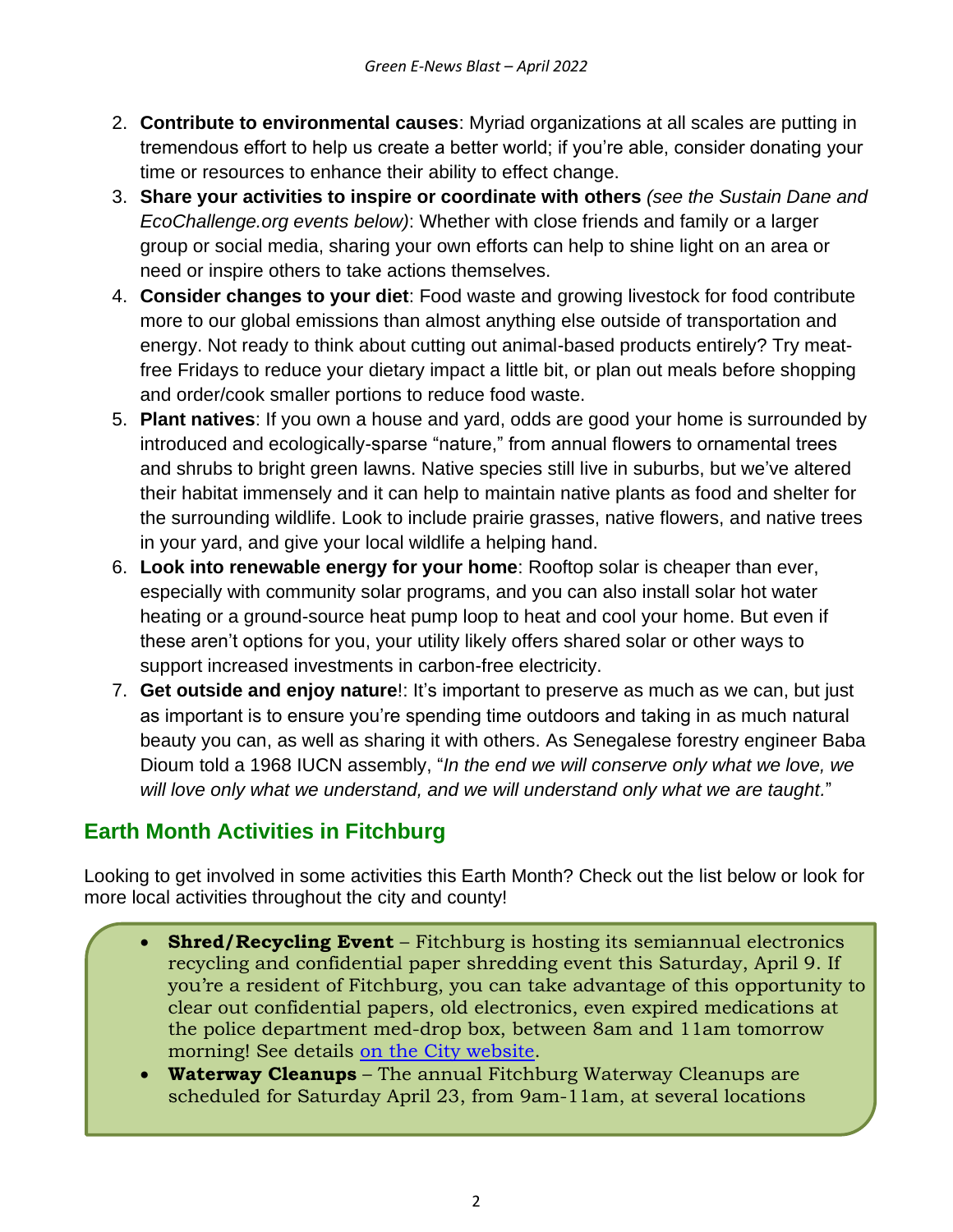2. **Contribute to environmental causes**: Myriad organizations at all scales are putting in tremendous effort to help us create a better world; if you're able, consider donating your time or resources to enhance their ability to effect change.
3. **Share your activities to inspire or coordinate with others** *(see the Sustain Dane and EcoChallenge.org events below)*: Whether with close friends and family or a larger group or social media, sharing your own efforts can help to shine light on an area or need or inspire others to take actions themselves.
4. **Consider changes to your diet**: Food waste and growing livestock for food contribute more to our global emissions than almost anything else outside of transportation and energy. Not ready to think about cutting out animal-based products entirely? Try meat-free Fridays to reduce your dietary impact a little bit, or plan out meals before shopping and order/cook smaller portions to reduce food waste.
5. **Plant natives**: If you own a house and yard, odds are good your home is surrounded by introduced and ecologically-sparse "nature," from annual flowers to ornamental trees and shrubs to bright green lawns. Native species still live in suburbs, but we've altered their habitat immensely and it can help to maintain native plants as food and shelter for the surrounding wildlife. Look to include prairie grasses, native flowers, and native trees in your yard, and give your local wildlife a helping hand.
6. **Look into renewable energy for your home**: Rooftop solar is cheaper than ever, especially with community solar programs, and you can also install solar hot water heating or a ground-source heat pump loop to heat and cool your home. But even if these aren't options for you, your utility likely offers shared solar or other ways to support increased investments in carbon-free electricity.
7. **Get outside and enjoy nature**!: It's important to preserve as much as we can, but just as important is to ensure you're spending time outdoors and taking in as much natural beauty you can, as well as sharing it with others. As Senegalese forestry engineer Baba Dioum told a 1968 IUCN assembly, "*In the end we will conserve only what we love, we will love only what we understand, and we will understand only what we are taught.*"

## Earth Month Activities in Fitchburg

Looking to get involved in some activities this Earth Month? Check out the list below or look for more local activities throughout the city and county!

- **Shred/Recycling Event** – Fitchburg is hosting its semiannual electronics recycling and confidential paper shredding event this Saturday, April 9. If you're a resident of Fitchburg, you can take advantage of this opportunity to clear out confidential papers, old electronics, even expired medications at the police department med-drop box, between 8am and 11am tomorrow morning! See details on the City website.
- **Waterway Cleanups** – The annual Fitchburg Waterway Cleanups are scheduled for Saturday April 23, from 9am-11am, at several locations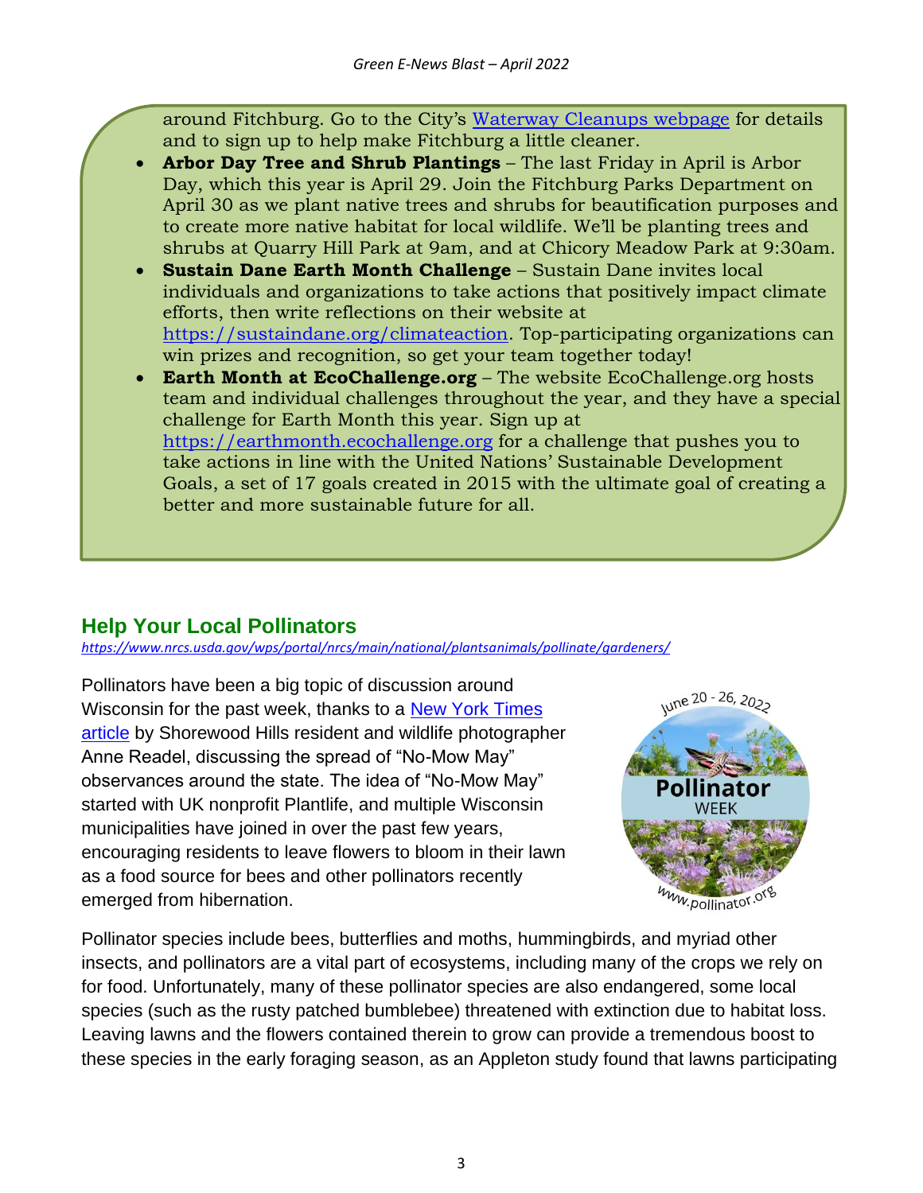around Fitchburg. Go to the City's [Waterway Cleanups webpage] for details and to sign up to help make Fitchburg a little cleaner.

- **Arbor Day Tree and Shrub Plantings** – The last Friday in April is Arbor Day, which this year is April 29. Join the Fitchburg Parks Department on April 30 as we plant native trees and shrubs for beautification purposes and to create more native habitat for local wildlife. We'll be planting trees and shrubs at Quarry Hill Park at 9am, and at Chicory Meadow Park at 9:30am.
- **Sustain Dane Earth Month Challenge** – Sustain Dane invites local individuals and organizations to take actions that positively impact climate efforts, then write reflections on their website at https://sustaindane.org/climateaction. Top-participating organizations can win prizes and recognition, so get your team together today!
- **Earth Month at EcoChallenge.org** – The website EcoChallenge.org hosts team and individual challenges throughout the year, and they have a special challenge for Earth Month this year. Sign up at https://earthmonth.ecochallenge.org for a challenge that pushes you to take actions in line with the United Nations' Sustainable Development Goals, a set of 17 goals created in 2015 with the ultimate goal of creating a better and more sustainable future for all.

## Help Your Local Pollinators

*https://www.nrcs.usda.gov/wps/portal/nrcs/main/national/plantsanimals/pollinate/gardeners/*

Pollinators have been a big topic of discussion around Wisconsin for the past week, thanks to a New York Times article by Shorewood Hills resident and wildlife photographer Anne Readel, discussing the spread of "No-Mow May" observances around the state. The idea of "No-Mow May" started with UK nonprofit Plantlife, and multiple Wisconsin municipalities have joined in over the past few years, encouraging residents to leave flowers to bloom in their lawn as a food source for bees and other pollinators recently emerged from hibernation.

June 20 - 26, 2022 Pollinator WEEK www.pollinator.org

Pollinator species include bees, butterflies and moths, hummingbirds, and myriad other insects, and pollinators are a vital part of ecosystems, including many of the crops we rely on for food. Unfortunately, many of these pollinator species are also endangered, some local species (such as the rusty patched bumblebee) threatened with extinction due to habitat loss. Leaving lawns and the flowers contained therein to grow can provide a tremendous boost to these species in the early foraging season, as an Appleton study found that lawns participating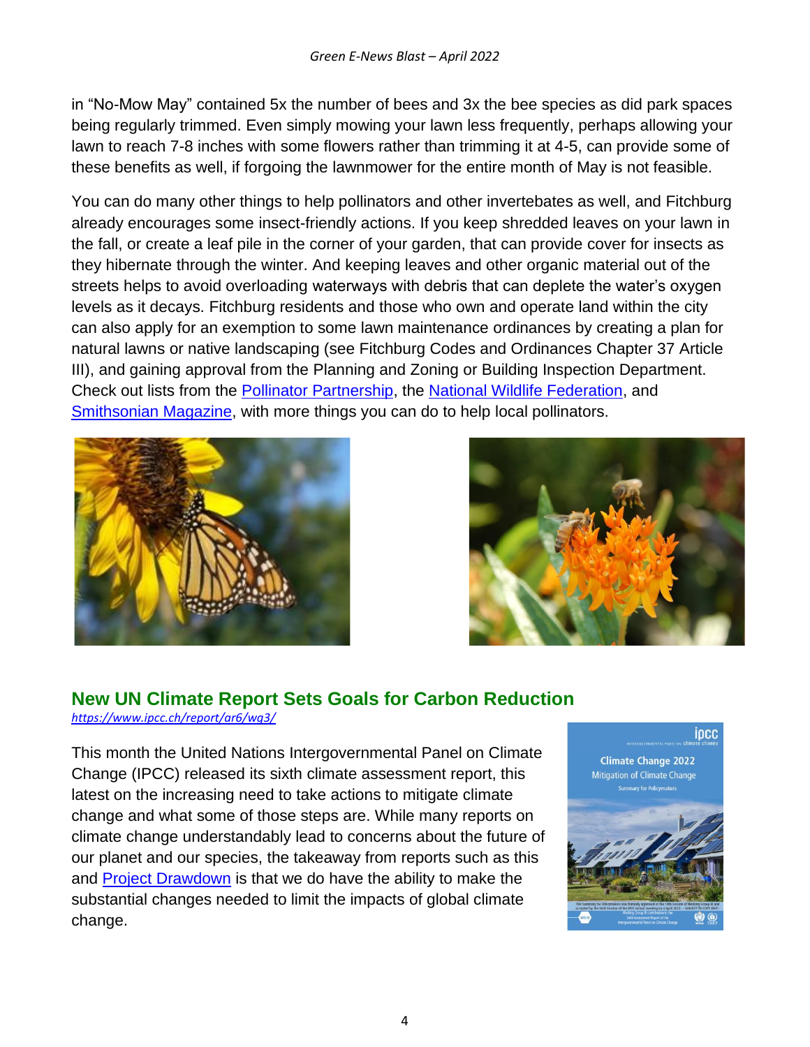in "No-Mow May" contained 5x the number of bees and 3x the bee species as did park spaces being regularly trimmed. Even simply mowing your lawn less frequently, perhaps allowing your lawn to reach 7-8 inches with some flowers rather than trimming it at 4-5, can provide some of these benefits as well, if forgoing the lawnmower for the entire month of May is not feasible.

You can do many other things to help pollinators and other invertebates as well, and Fitchburg already encourages some insect-friendly actions. If you keep shredded leaves on your lawn in the fall, or create a leaf pile in the corner of your garden, that can provide cover for insects as they hibernate through the winter. And keeping leaves and other organic material out of the streets helps to avoid overloading waterways with debris that can deplete the water's oxygen levels as it decays. Fitchburg residents and those who own and operate land within the city can also apply for an exemption to some lawn maintenance ordinances by creating a plan for natural lawns or native landscaping (see Fitchburg Codes and Ordinances Chapter 37 Article III), and gaining approval from the Planning and Zoning or Building Inspection Department. Check out lists from the Pollinator Partnership, the National Wildlife Federation, and Smithsonian Magazine, with more things you can do to help local pollinators.

## New UN Climate Report Sets Goals for Carbon Reduction

*https://www.ipcc.ch/report/ar6/wg3/*

This month the United Nations Intergovernmental Panel on Climate Change (IPCC) released its sixth climate assessment report, this latest on the increasing need to take actions to mitigate climate change and what some of those steps are. While many reports on climate change understandably lead to concerns about the future of our planet and our species, the takeaway from reports such as this and Project Drawdown is that we do have the ability to make the substantial changes needed to limit the impacts of global climate change.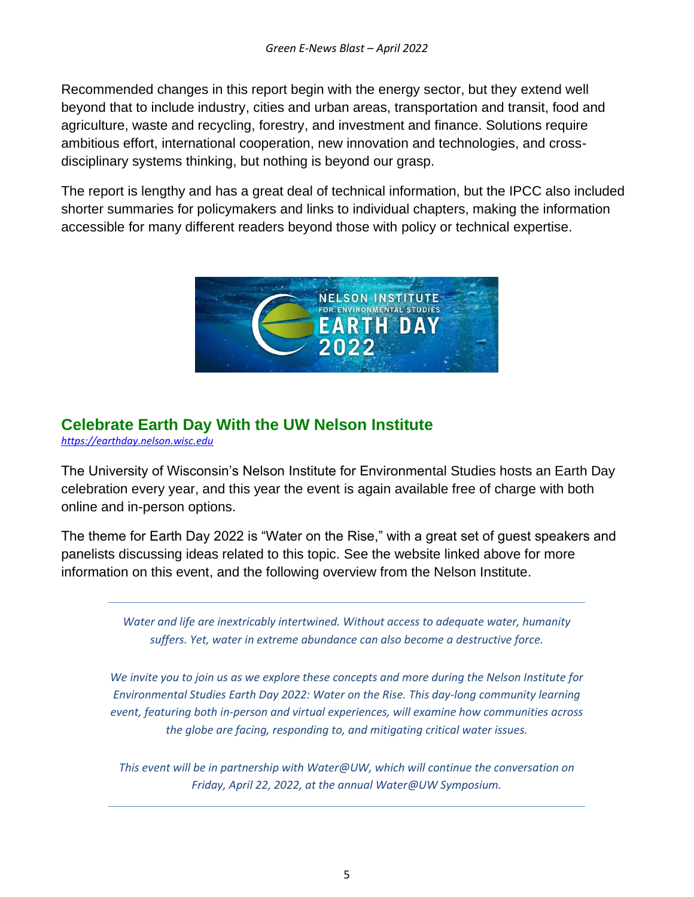Recommended changes in this report begin with the energy sector, but they extend well beyond that to include industry, cities and urban areas, transportation and transit, food and agriculture, waste and recycling, forestry, and investment and finance. Solutions require ambitious effort, international cooperation, new innovation and technologies, and cross-disciplinary systems thinking, but nothing is beyond our grasp.

The report is lengthy and has a great deal of technical information, but the IPCC also included shorter summaries for policymakers and links to individual chapters, making the information accessible for many different readers beyond those with policy or technical expertise.

## Celebrate Earth Day With the UW Nelson Institute

*https://earthday.nelson.wisc.edu*

The University of Wisconsin's Nelson Institute for Environmental Studies hosts an Earth Day celebration every year, and this year the event is again available free of charge with both online and in-person options.

The theme for Earth Day 2022 is "Water on the Rise," with a great set of guest speakers and panelists discussing ideas related to this topic. See the website linked above for more information on this event, and the following overview from the Nelson Institute.

---

> *Water and life are inextricably intertwined. Without access to adequate water, humanity suffers. Yet, water in extreme abundance can also become a destructive force.*
>
> *We invite you to join us as we explore these concepts and more during the Nelson Institute for Environmental Studies Earth Day 2022: Water on the Rise. This day-long community learning event, featuring both in-person and virtual experiences, will examine how communities across the globe are facing, responding to, and mitigating critical water issues.*
>
> *This event will be in partnership with Water@UW, which will continue the conversation on Friday, April 22, 2022, at the annual Water@UW Symposium.*

---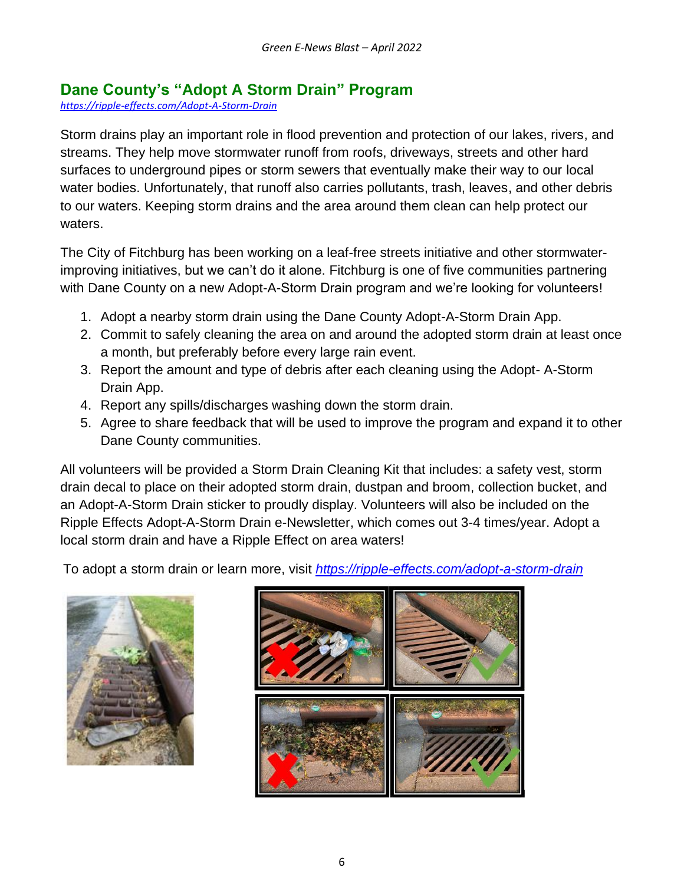## Dane County's "Adopt A Storm Drain" Program

*https://ripple-effects.com/Adopt-A-Storm-Drain*

Storm drains play an important role in flood prevention and protection of our lakes, rivers, and streams. They help move stormwater runoff from roofs, driveways, streets and other hard surfaces to underground pipes or storm sewers that eventually make their way to our local water bodies. Unfortunately, that runoff also carries pollutants, trash, leaves, and other debris to our waters. Keeping storm drains and the area around them clean can help protect our waters.

The City of Fitchburg has been working on a leaf-free streets initiative and other stormwater-improving initiatives, but we can't do it alone. Fitchburg is one of five communities partnering with Dane County on a new Adopt-A-Storm Drain program and we're looking for volunteers!

1. Adopt a nearby storm drain using the Dane County Adopt-A-Storm Drain App.
2. Commit to safely cleaning the area on and around the adopted storm drain at least once a month, but preferably before every large rain event.
3. Report the amount and type of debris after each cleaning using the Adopt- A-Storm Drain App.
4. Report any spills/discharges washing down the storm drain.
5. Agree to share feedback that will be used to improve the program and expand it to other Dane County communities.

All volunteers will be provided a Storm Drain Cleaning Kit that includes: a safety vest, storm drain decal to place on their adopted storm drain, dustpan and broom, collection bucket, and an Adopt-A-Storm Drain sticker to proudly display. Volunteers will also be included on the Ripple Effects Adopt-A-Storm Drain e-Newsletter, which comes out 3-4 times/year. Adopt a local storm drain and have a Ripple Effect on area waters!

To adopt a storm drain or learn more, visit *https://ripple-effects.com/adopt-a-storm-drain*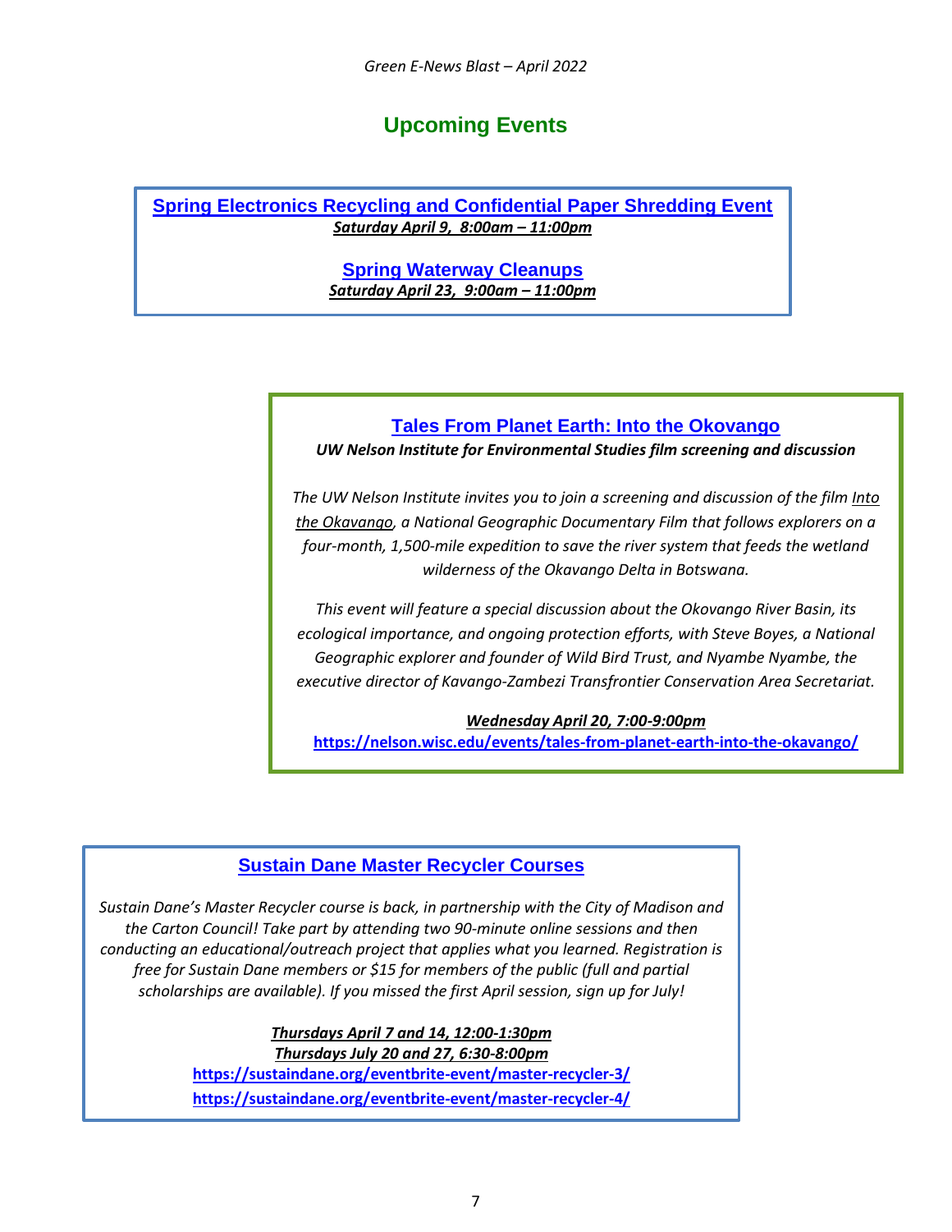## Upcoming Events

### [Spring Electronics Recycling and Confidential Paper Shredding Event]

***Saturday April 9, 8:00am – 11:00pm***

### [Spring Waterway Cleanups]

***Saturday April 23, 9:00am – 11:00pm***

### [Tales From Planet Earth: Into the Okovango]

***UW Nelson Institute for Environmental Studies film screening and discussion***

*The UW Nelson Institute invites you to join a screening and discussion of the film Into the Okavango, a National Geographic Documentary Film that follows explorers on a four-month, 1,500-mile expedition to save the river system that feeds the wetland wilderness of the Okavango Delta in Botswana.*

*This event will feature a special discussion about the Okovango River Basin, its ecological importance, and ongoing protection efforts, with Steve Boyes, a National Geographic explorer and founder of Wild Bird Trust, and Nyambe Nyambe, the executive director of Kavango-Zambezi Transfrontier Conservation Area Secretariat.*

***Wednesday April 20, 7:00-9:00pm***

**https://nelson.wisc.edu/events/tales-from-planet-earth-into-the-okavango/**

### [Sustain Dane Master Recycler Courses]

*Sustain Dane's Master Recycler course is back, in partnership with the City of Madison and the Carton Council! Take part by attending two 90-minute online sessions and then conducting an educational/outreach project that applies what you learned. Registration is free for Sustain Dane members or $15 for members of the public (full and partial scholarships are available). If you missed the first April session, sign up for July!*

***Thursdays April 7 and 14, 12:00-1:30pm***

***Thursdays July 20 and 27, 6:30-8:00pm***

**https://sustaindane.org/eventbrite-event/master-recycler-3/**

**https://sustaindane.org/eventbrite-event/master-recycler-4/**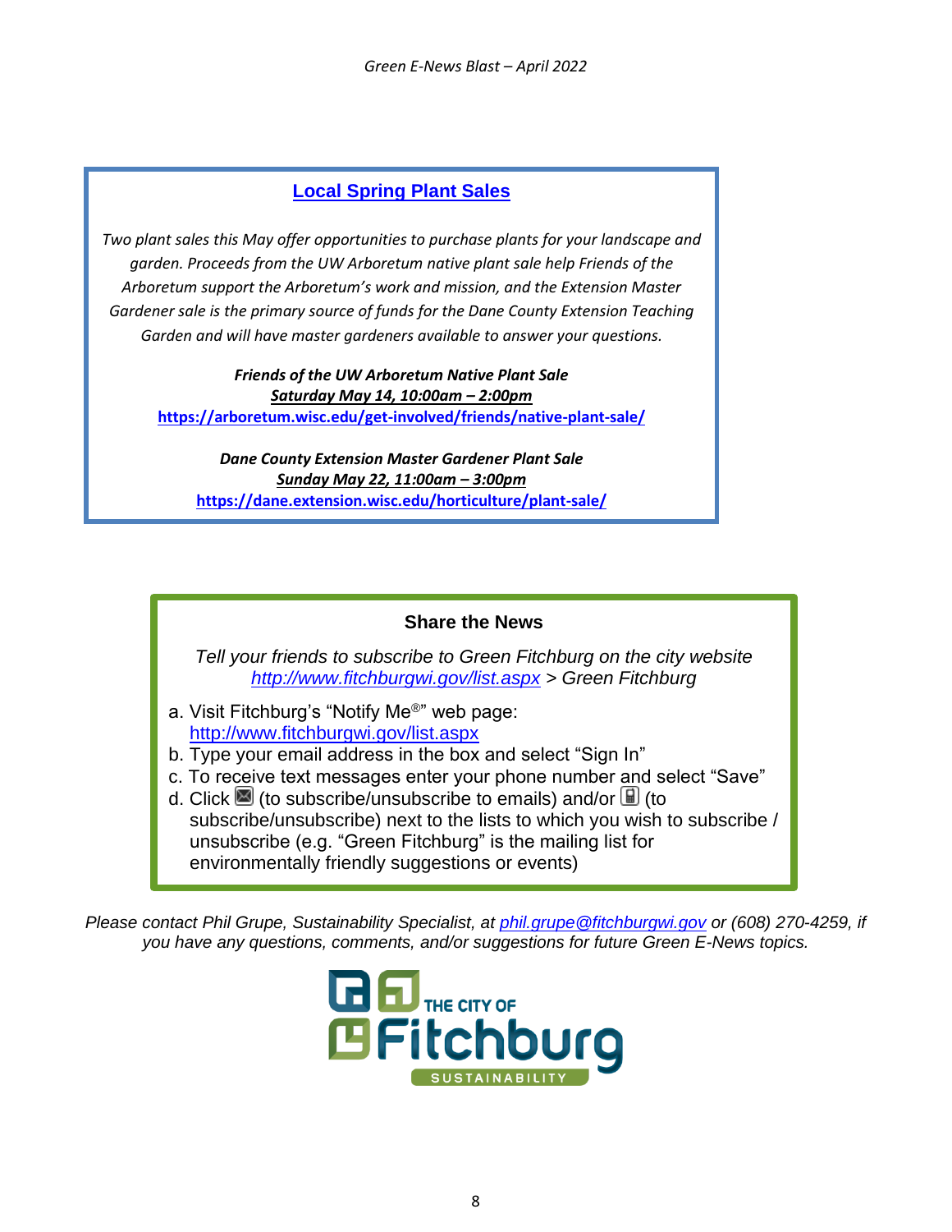## Local Spring Plant Sales

*Two plant sales this May offer opportunities to purchase plants for your landscape and garden. Proceeds from the UW Arboretum native plant sale help Friends of the Arboretum support the Arboretum's work and mission, and the Extension Master Gardener sale is the primary source of funds for the Dane County Extension Teaching Garden and will have master gardeners available to answer your questions.*

***Friends of the UW Arboretum Native Plant Sale***
***Saturday May 14, 10:00am – 2:00pm***
**https://arboretum.wisc.edu/get-involved/friends/native-plant-sale/**

***Dane County Extension Master Gardener Plant Sale***
***Sunday May 22, 11:00am – 3:00pm***
**https://dane.extension.wisc.edu/horticulture/plant-sale/**

### Share the News

*Tell your friends to subscribe to Green Fitchburg on the city website http://www.fitchburgwi.gov/list.aspx > Green Fitchburg*

a. Visit Fitchburg's "Notify Me®" web page: http://www.fitchburgwi.gov/list.aspx
b. Type your email address in the box and select "Sign In"
c. To receive text messages enter your phone number and select "Save"
d. Click ✉ (to subscribe/unsubscribe to emails) and/or 📱 (to subscribe/unsubscribe) next to the lists to which you wish to subscribe / unsubscribe (e.g. "Green Fitchburg" is the mailing list for environmentally friendly suggestions or events)

*Please contact Phil Grupe, Sustainability Specialist, at phil.grupe@fitchburgwi.gov or (608) 270-4259, if you have any questions, comments, and/or suggestions for future Green E-News topics.*

THE CITY OF Fitchburg SUSTAINABILITY